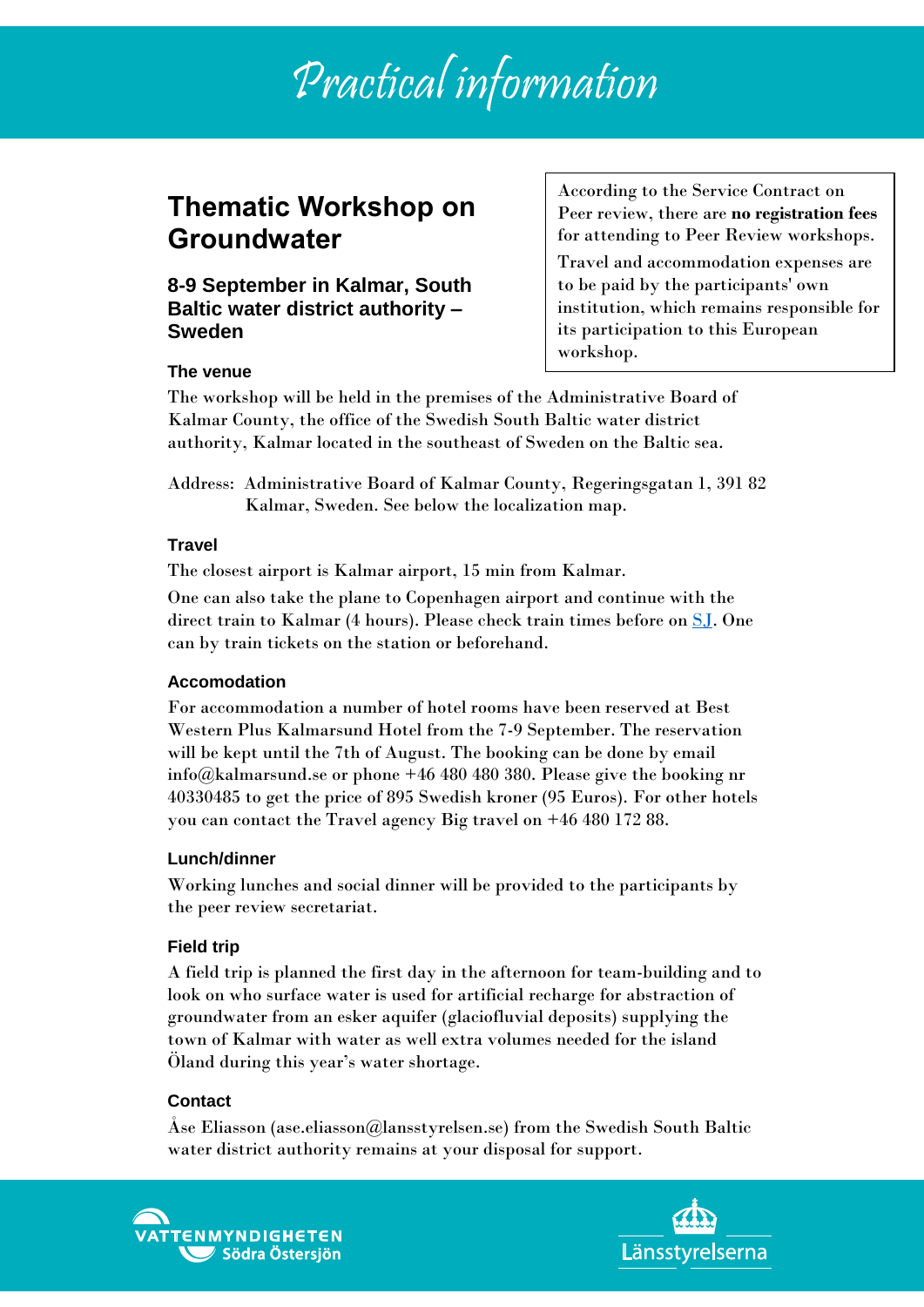# Practical information

## Thematic Workshop on Groundwater

### 8-9 September in Kalmar, South Baltic water district authority – Sweden

According to the Service Contract on Peer review, there are **no registration fees** for attending to Peer Review workshops.

Travel and accommodation expenses are to be paid by the participants' own institution, which remains responsible for its participation to this European workshop.

#### The venue

The workshop will be held in the premises of the Administrative Board of Kalmar County, the office of the Swedish South Baltic water district authority, Kalmar located in the southeast of Sweden on the Baltic sea.

Address: Administrative Board of Kalmar County, Regeringsgatan 1, 391 82 Kalmar, Sweden. See below the localization map.

#### Travel

The closest airport is Kalmar airport, 15 min from Kalmar.

One can also take the plane to Copenhagen airport and continue with the direct train to Kalmar (4 hours). Please check train times before on SJ. One can by train tickets on the station or beforehand.

#### Accomodation

For accommodation a number of hotel rooms have been reserved at Best Western Plus Kalmarsund Hotel from the 7-9 September. The reservation will be kept until the 7th of August. The booking can be done by email info@kalmarsund.se or phone +46 480 480 380. Please give the booking nr 40330485 to get the price of 895 Swedish kroner (95 Euros). For other hotels you can contact the Travel agency Big travel on +46 480 172 88.

#### Lunch/dinner

Working lunches and social dinner will be provided to the participants by the peer review secretariat.

#### Field trip

A field trip is planned the first day in the afternoon for team-building and to look on who surface water is used for artificial recharge for abstraction of groundwater from an esker aquifer (glaciofluvial deposits) supplying the town of Kalmar with water as well extra volumes needed for the island Öland during this year's water shortage.

#### Contact

Åse Eliasson (ase.eliasson@lansstyrelsen.se) from the Swedish South Baltic water district authority remains at your disposal for support.

VATTENMYNDIGHETEN Södra Östersjön

Länsstyrelserna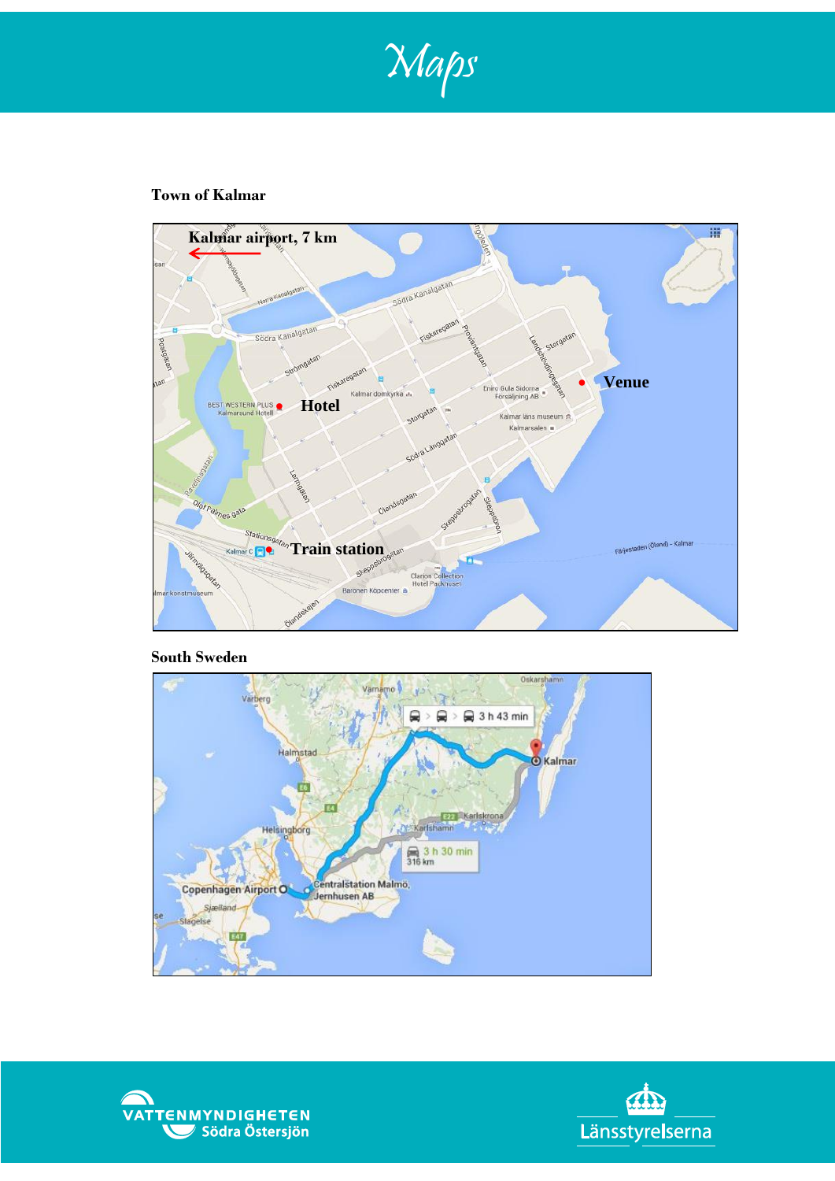# Maps

**Town of Kalmar**

Kalmar airport, 7 km

Hotel

Venue

Train station

**South Sweden**

3 h 43 min

3 h 30 min
316 km

Kalmar

Copenhagen Airport

Centralstation Malmö, Jernhusen AB

VATTENMYNDIGHETEN Södra Östersjön

Länsstyrelserna